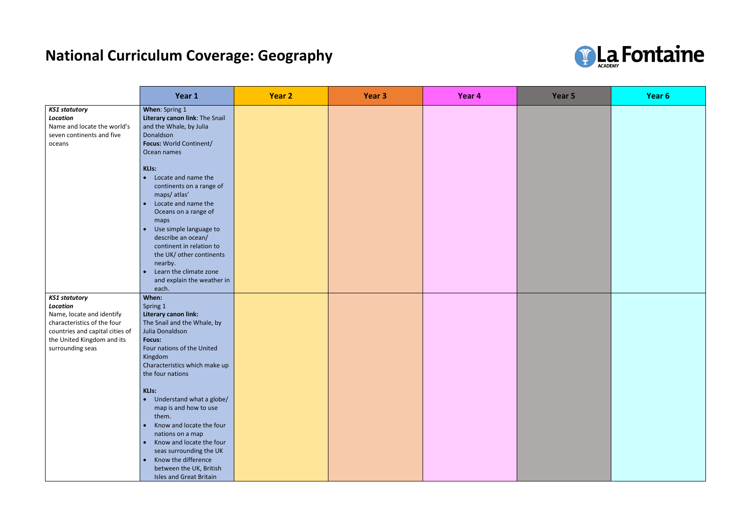# National Curriculum Coverage: Geography

| | Year 1 | Year 2 | Year 3 | Year 4 | Year 5 | Year 6 |
|---|---|---|---|---|---|---|
| ***KS1 statutory*** <br> ***Location*** <br> Name and locate the world's seven continents and five oceans | **When**: Spring 1 <br> **Literary canon link**: The Snail and the Whale, by Julia Donaldson <br> **Focus:** World Continent/ Ocean names <br><br> **KLIs:** <br> • Locate and name the continents on a range of maps/ atlas' <br> • Locate and name the Oceans on a range of maps <br> • Use simple language to describe an ocean/ continent in relation to the UK/ other continents nearby. <br> • Learn the climate zone and explain the weather in each. | | | | | |
| ***KS1 statutory*** <br> ***Location*** <br> Name, locate and identify characteristics of the four countries and capital cities of the United Kingdom and its surrounding seas | **When:** <br> Spring 1 <br> **Literary canon link:** <br> The Snail and the Whale, by Julia Donaldson <br> **Focus:** <br> Four nations of the United Kingdom <br> Characteristics which make up the four nations <br><br> **KLIs:** <br> • Understand what a globe/ map is and how to use them. <br> • Know and locate the four nations on a map <br> • Know and locate the four seas surrounding the UK <br> • Know the difference between the UK, British Isles and Great Britain | | | | | |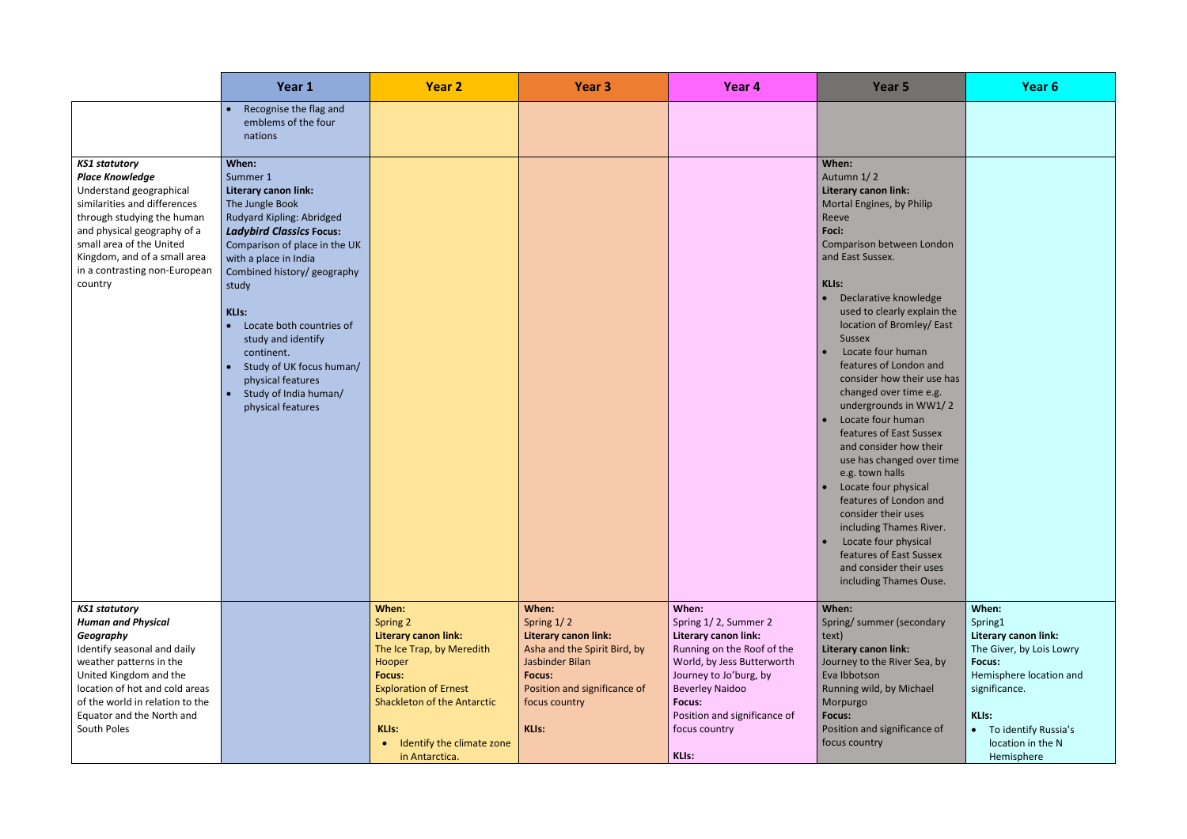| | Year 1 | Year 2 | Year 3 | Year 4 | Year 5 | Year 6 |
|---|---|---|---|---|---|---|
| | • Recognise the flag and emblems of the four nations | | | | | |
| ***KS1 statutory*** ***Place Knowledge*** Understand geographical similarities and differences through studying the human and physical geography of a small area of the United Kingdom, and of a small area in a contrasting non-European country | **When:** Summer 1 **Literary canon link:** The Jungle Book Rudyard Kipling: Abridged ***Ladybird Classics*** **Focus:** Comparison of place in the UK with a place in India Combined history/ geography study **KLIs:** • Locate both countries of study and identify continent. • Study of UK focus human/ physical features • Study of India human/ physical features | | | | **When:** Autumn 1/ 2 **Literary canon link:** Mortal Engines, by Philip Reeve **Foci:** Comparison between London and East Sussex. **KLIs:** • Declarative knowledge used to clearly explain the location of Bromley/ East Sussex • Locate four human features of London and consider how their use has changed over time e.g. undergrounds in WW1/ 2 • Locate four human features of East Sussex and consider how their use has changed over time e.g. town halls • Locate four physical features of London and consider their uses including Thames River. • Locate four physical features of East Sussex and consider their uses including Thames Ouse. | |
| ***KS1 statutory*** ***Human and Physical Geography*** Identify seasonal and daily weather patterns in the United Kingdom and the location of hot and cold areas of the world in relation to the Equator and the North and South Poles | | **When:** Spring 2 **Literary canon link:** The Ice Trap, by Meredith Hooper **Focus:** Exploration of Ernest Shackleton of the Antarctic **KLIs:** • Identify the climate zone in Antarctica. | **When:** Spring 1/ 2 **Literary canon link:** Asha and the Spirit Bird, by Jasbinder Bilan **Focus:** Position and significance of focus country **KLIs:** | **When:** Spring 1/ 2, Summer 2 **Literary canon link:** Running on the Roof of the World, by Jess Butterworth Journey to Jo'burg, by Beverley Naidoo **Focus:** Position and significance of focus country **KLIs:** | **When:** Spring/ summer (secondary text) **Literary canon link:** Journey to the River Sea, by Eva Ibbotson Running wild, by Michael Morpurgo **Focus:** Position and significance of focus country | **When:** Spring1 **Literary canon link:** The Giver, by Lois Lowry **Focus:** Hemisphere location and significance. **KLIs:** • To identify Russia's location in the N Hemisphere |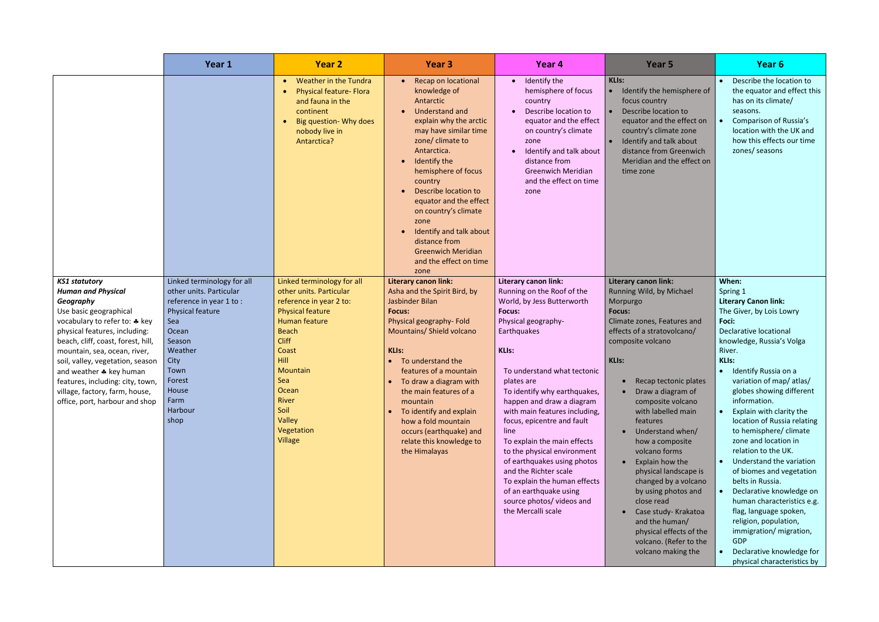| | Year 1 | Year 2 | Year 3 | Year 4 | Year 5 | Year 6 |
|---|---|---|---|---|---|---|
| | | • Weather in the Tundra<br>• Physical feature- Flora and fauna in the continent<br>• Big question- Why does nobody live in Antarctica? | • Recap on locational knowledge of Antarctic<br>• Understand and explain why the arctic may have similar time zone/ climate to Antarctica.<br>• Identify the hemisphere of focus country<br>• Describe location to equator and the effect on country's climate zone<br>• Identify and talk about distance from Greenwich Meridian and the effect on time zone | • Identify the hemisphere of focus country<br>• Describe location to equator and the effect on country's climate zone<br>• Identify and talk about distance from Greenwich Meridian and the effect on time zone | **KLIs:**<br>• Identify the hemisphere of focus country<br>• Describe location to equator and the effect on country's climate zone<br>• Identify and talk about distance from Greenwich Meridian and the effect on time zone | • Describe the location to the equator and effect this has on its climate/ seasons.<br>• Comparison of Russia's location with the UK and how this effects our time zones/ seasons |
| ***KS1 statutory Human and Physical Geography***<br>Use basic geographical vocabulary to refer to: ♣ key physical features, including: beach, cliff, coast, forest, hill, mountain, sea, ocean, river, soil, valley, vegetation, season and weather ♣ key human features, including: city, town, village, factory, farm, house, office, port, harbour and shop | Linked terminology for all other units. Particular reference in year 1 to :<br>Physical feature<br>Sea<br>Ocean<br>Season<br>Weather<br>City<br>Town<br>Forest<br>House<br>Farm<br>Harbour<br>shop | Linked terminology for all other units. Particular reference in year 2 to:<br>Physical feature<br>Human feature<br>Beach<br>Cliff<br>Coast<br>Hill<br>Mountain<br>Sea<br>Ocean<br>River<br>Soil<br>Valley<br>Vegetation<br>Village | **Literary canon link:**<br>Asha and the Spirit Bird, by Jasbinder Bilan<br>**Focus:**<br>Physical geography- Fold Mountains/ Shield volcano<br><br>**KLIs:**<br>• To understand the features of a mountain<br>• To draw a diagram with the main features of a mountain<br>• To identify and explain how a fold mountain occurs (earthquake) and relate this knowledge to the Himalayas | **Literary canon link:**<br>Running on the Roof of the World, by Jess Butterworth<br>**Focus:**<br>Physical geography- Earthquakes<br><br>**KLIs:**<br><br>To understand what tectonic plates are<br>To identify why earthquakes, happen and draw a diagram with main features including, focus, epicentre and fault line<br>To explain the main effects to the physical environment of earthquakes using photos and the Richter scale<br>To explain the human effects of an earthquake using source photos/ videos and the Mercalli scale | **Literary canon link:**<br>Running Wild, by Michael Morpurgo<br>**Focus:**<br>Climate zones, Features and effects of a stratovolcano/ composite volcano<br><br>**KLIs:**<br><br>• Recap tectonic plates<br>• Draw a diagram of composite volcano with labelled main features<br>• Understand when/ how a composite volcano forms<br>• Explain how the physical landscape is changed by a volcano by using photos and close read<br>• Case study- Krakatoa and the human/ physical effects of the volcano. (Refer to the volcano making the | **When:**<br>Spring 1<br>**Literary Canon link:**<br>The Giver, by Lois Lowry<br>**Foci:**<br>Declarative locational knowledge, Russia's Volga River.<br>**KLIs:**<br>• Identify Russia on a variation of map/ atlas/ globes showing different information.<br>• Explain with clarity the location of Russia relating to hemisphere/ climate zone and location in relation to the UK.<br>• Understand the variation of biomes and vegetation belts in Russia.<br>• Declarative knowledge on human characteristics e.g. flag, language spoken, religion, population, immigration/ migration, GDP<br>• Declarative knowledge for physical characteristics by |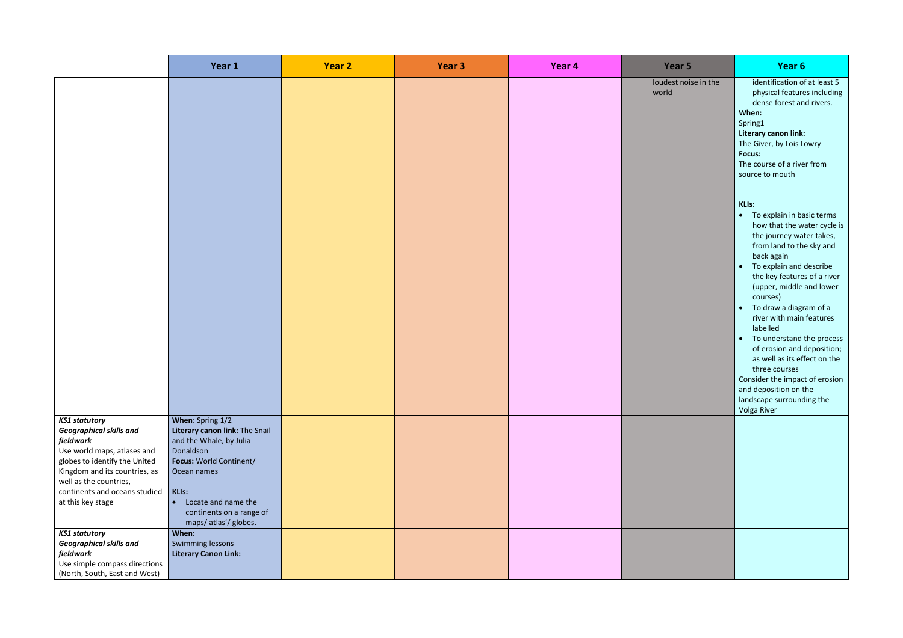| | Year 1 | Year 2 | Year 3 | Year 4 | Year 5 | Year 6 |
|---|---|---|---|---|---|---|
| | | | | | loudest noise in the world | identification of at least 5 physical features including dense forest and rivers.<br>**When:**<br>Spring1<br>**Literary canon link:**<br>The Giver, by Lois Lowry<br>**Focus:**<br>The course of a river from source to mouth<br><br>**KLIs:**<br>• To explain in basic terms how that the water cycle is the journey water takes, from land to the sky and back again<br>• To explain and describe the key features of a river (upper, middle and lower courses)<br>• To draw a diagram of a river with main features labelled<br>• To understand the process of erosion and deposition; as well as its effect on the three courses<br>Consider the impact of erosion and deposition on the landscape surrounding the Volga River |
| ***KS1 statutory Geographical skills and fieldwork***<br>Use world maps, atlases and globes to identify the United Kingdom and its countries, as well as the countries, continents and oceans studied at this key stage | **When**: Spring 1/2<br>**Literary canon link**: The Snail and the Whale, by Julia Donaldson<br>**Focus:** World Continent/ Ocean names<br><br>**KLIs:**<br>• Locate and name the continents on a range of maps/ atlas'/ globes. | | | | | |
| ***KS1 statutory Geographical skills and fieldwork***<br>Use simple compass directions (North, South, East and West) | **When:**<br>Swimming lessons<br>**Literary Canon Link:** | | | | | |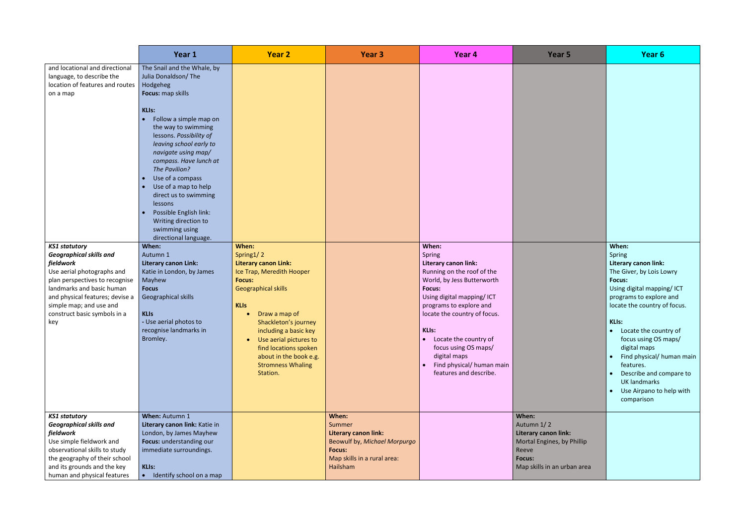| | Year 1 | Year 2 | Year 3 | Year 4 | Year 5 | Year 6 |
|---|---|---|---|---|---|---|
| and locational and directional language, to describe the location of features and routes on a map | The Snail and the Whale, by Julia Donaldson/ The Hodgeheg<br>**Focus:** map skills<br><br>**KLIs:**<br>• Follow a simple map on the way to swimming lessons. *Possibility of leaving school early to navigate using map/ compass. Have lunch at The Pavilion?*<br>• Use of a compass<br>• Use of a map to help direct us to swimming lessons<br>• Possible English link: Writing direction to swimming using directional language. | | | | | |
| ***KS1 statutory Geographical skills and fieldwork***<br>Use aerial photographs and plan perspectives to recognise landmarks and basic human and physical features; devise a simple map; and use and construct basic symbols in a key | **When:**<br>Autumn 1<br>**Literary canon Link:**<br>Katie in London, by James Mayhew<br>**Focus**<br>Geographical skills<br><br>**KLIs**<br>- Use aerial photos to recognise landmarks in Bromley. | **When:**<br>Spring1/ 2<br>**Literary canon Link:**<br>Ice Trap, Meredith Hooper<br>**Focus:**<br>Geographical skills<br><br>**KLIs**<br>• Draw a map of Shackleton's journey including a basic key<br>• Use aerial pictures to find locations spoken about in the book e.g. Stromness Whaling Station. | | **When:**<br>Spring<br>**Literary canon link:**<br>Running on the roof of the World, by Jess Butterworth<br>**Focus:**<br>Using digital mapping/ ICT programs to explore and locate the country of focus.<br><br>**KLIs:**<br>• Locate the country of focus using OS maps/ digital maps<br>• Find physical/ human main features and describe. | | **When:**<br>Spring<br>**Literary canon link:**<br>The Giver, by Lois Lowry<br>**Focus:**<br>Using digital mapping/ ICT programs to explore and locate the country of focus.<br><br>**KLIs:**<br>• Locate the country of focus using OS maps/ digital maps<br>• Find physical/ human main features.<br>• Describe and compare to UK landmarks<br>• Use Airpano to help with comparison |
| ***KS1 statutory Geographical skills and fieldwork***<br>Use simple fieldwork and observational skills to study the geography of their school and its grounds and the key human and physical features | **When:** Autumn 1<br>**Literary canon link:** Katie in London, by James Mayhew<br>**Focus:** understanding our immediate surroundings.<br><br>**KLIs:**<br>• Identify school on a map | | **When:**<br>Summer<br>**Literary canon link:**<br>Beowulf by, *Michael Morpurgo*<br>**Focus:**<br>Map skills in a rural area: Hailsham | | **When:**<br>Autumn 1/ 2<br>**Literary canon link:**<br>Mortal Engines, by Phillip Reeve<br>**Focus:**<br>Map skills in an urban area | |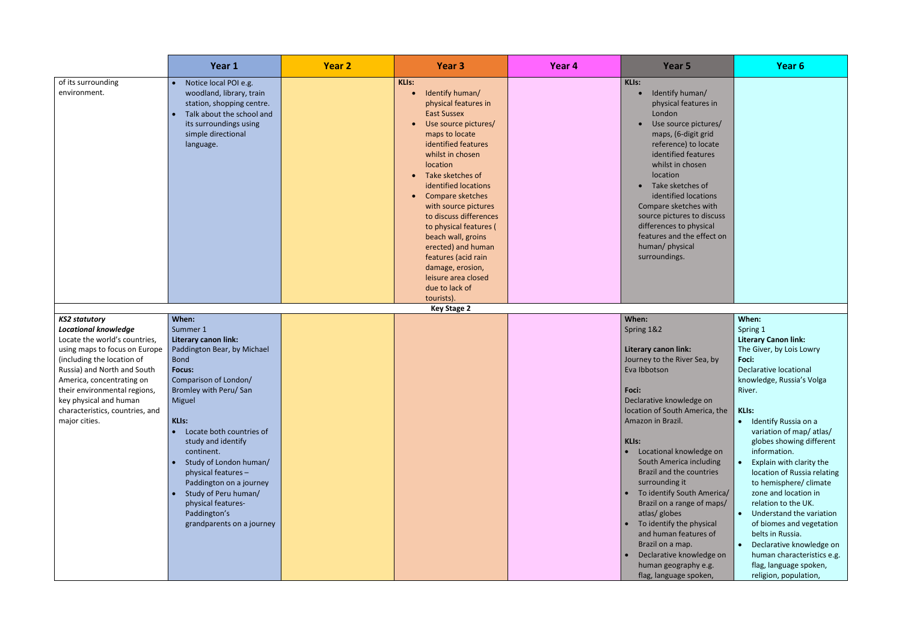| | Year 1 | Year 2 | Year 3 | Year 4 | Year 5 | Year 6 |
|---|---|---|---|---|---|---|
| of its surrounding environment. | • Notice local POI e.g. woodland, library, train station, shopping centre.<br>• Talk about the school and its surroundings using simple directional language. | | **KLIs:**<br>• Identify human/ physical features in East Sussex<br>• Use source pictures/ maps to locate identified features whilst in chosen location<br>• Take sketches of identified locations<br>• Compare sketches with source pictures to discuss differences to physical features ( beach wall, groins erected) and human features (acid rain damage, erosion, leisure area closed due to lack of tourists). | | **KLIs:**<br>• Identify human/ physical features in London<br>• Use source pictures/ maps, (6-digit grid reference) to locate identified features whilst in chosen location<br>• Take sketches of identified locations<br>Compare sketches with source pictures to discuss differences to physical features and the effect on human/ physical surroundings. | |
| **Key Stage 2** | | | | | | |
| ***KS2 statutory***<br>***Locational knowledge***<br>Locate the world's countries, using maps to focus on Europe (including the location of Russia) and North and South America, concentrating on their environmental regions, key physical and human characteristics, countries, and major cities. | **When:**<br>Summer 1<br>**Literary canon link:**<br>Paddington Bear, by Michael Bond<br>**Focus:**<br>Comparison of London/ Bromley with Peru/ San Miguel<br><br>**KLIs:**<br>• Locate both countries of study and identify continent.<br>• Study of London human/ physical features – Paddington on a journey<br>• Study of Peru human/ physical features- Paddington's grandparents on a journey | | | | **When:**<br>Spring 1&2<br><br>**Literary canon link:**<br>Journey to the River Sea, by Eva Ibbotson<br><br>**Foci:**<br>Declarative knowledge on location of South America, the Amazon in Brazil.<br><br>**KLIs:**<br>• Locational knowledge on South America including Brazil and the countries surrounding it<br>• To identify South America/ Brazil on a range of maps/ atlas/ globes<br>• To identify the physical and human features of Brazil on a map.<br>• Declarative knowledge on human geography e.g. flag, language spoken, | **When:**<br>Spring 1<br>**Literary Canon link:**<br>The Giver, by Lois Lowry<br>**Foci:**<br>Declarative locational knowledge, Russia's Volga River.<br><br>**KLIs:**<br>• Identify Russia on a variation of map/ atlas/ globes showing different information.<br>• Explain with clarity the location of Russia relating to hemisphere/ climate zone and location in relation to the UK.<br>• Understand the variation of biomes and vegetation belts in Russia.<br>• Declarative knowledge on human characteristics e.g. flag, language spoken, religion, population, |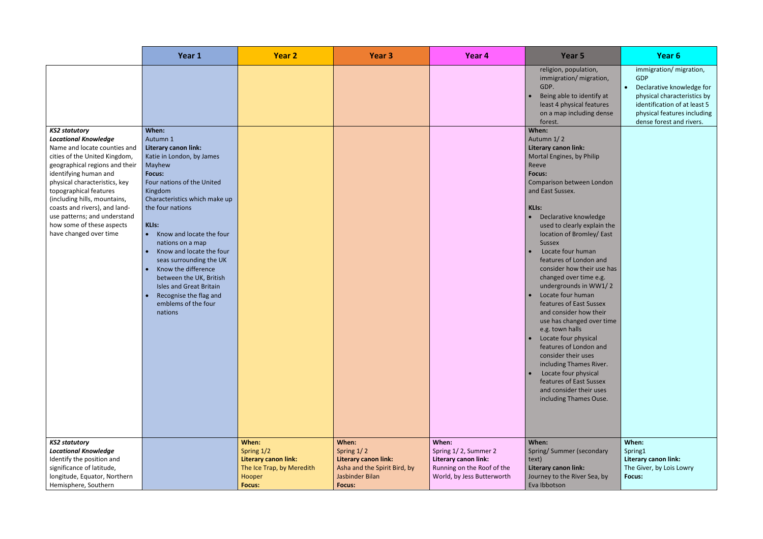| | Year 1 | Year 2 | Year 3 | Year 4 | Year 5 | Year 6 |
|---|---|---|---|---|---|---|
| | | | | | religion, population, immigration/ migration, GDP.<br>• Being able to identify at least 4 physical features on a map including dense forest. | immigration/ migration, GDP<br>• Declarative knowledge for physical characteristics by identification of at least 5 physical features including dense forest and rivers. |
| ***KS2 statutory***<br>***Locational Knowledge***<br>Name and locate counties and cities of the United Kingdom, geographical regions and their identifying human and physical characteristics, key topographical features (including hills, mountains, coasts and rivers), and land-use patterns; and understand how some of these aspects have changed over time | **When:**<br>Autumn 1<br>**Literary canon link:**<br>Katie in London, by James Mayhew<br>**Focus:**<br>Four nations of the United Kingdom<br>Characteristics which make up the four nations<br><br>**KLIs:**<br>• Know and locate the four nations on a map<br>• Know and locate the four seas surrounding the UK<br>• Know the difference between the UK, British Isles and Great Britain<br>• Recognise the flag and emblems of the four nations | | | | **When:**<br>Autumn 1/ 2<br>**Literary canon link:**<br>Mortal Engines, by Philip Reeve<br>**Focus:**<br>Comparison between London and East Sussex.<br><br>**KLIs:**<br>• Declarative knowledge used to clearly explain the location of Bromley/ East Sussex<br>• Locate four human features of London and consider how their use has changed over time e.g. undergrounds in WW1/ 2<br>• Locate four human features of East Sussex and consider how their use has changed over time e.g. town halls<br>• Locate four physical features of London and consider their uses including Thames River.<br>• Locate four physical features of East Sussex and consider their uses including Thames Ouse. | |
| ***KS2 statutory***<br>***Locational Knowledge***<br>Identify the position and significance of latitude, longitude, Equator, Northern Hemisphere, Southern | | **When:**<br>Spring 1/2<br>**Literary canon link:**<br>The Ice Trap, by Meredith Hooper<br>**Focus:** | **When:**<br>Spring 1/ 2<br>**Literary canon link:**<br>Asha and the Spirit Bird, by Jasbinder Bilan<br>**Focus:** | **When:**<br>Spring 1/ 2, Summer 2<br>**Literary canon link:**<br>Running on the Roof of the World, by Jess Butterworth | **When:**<br>Spring/ Summer (secondary text)<br>**Literary canon link:**<br>Journey to the River Sea, by Eva Ibbotson | **When:**<br>Spring1<br>**Literary canon link:**<br>The Giver, by Lois Lowry<br>**Focus:** |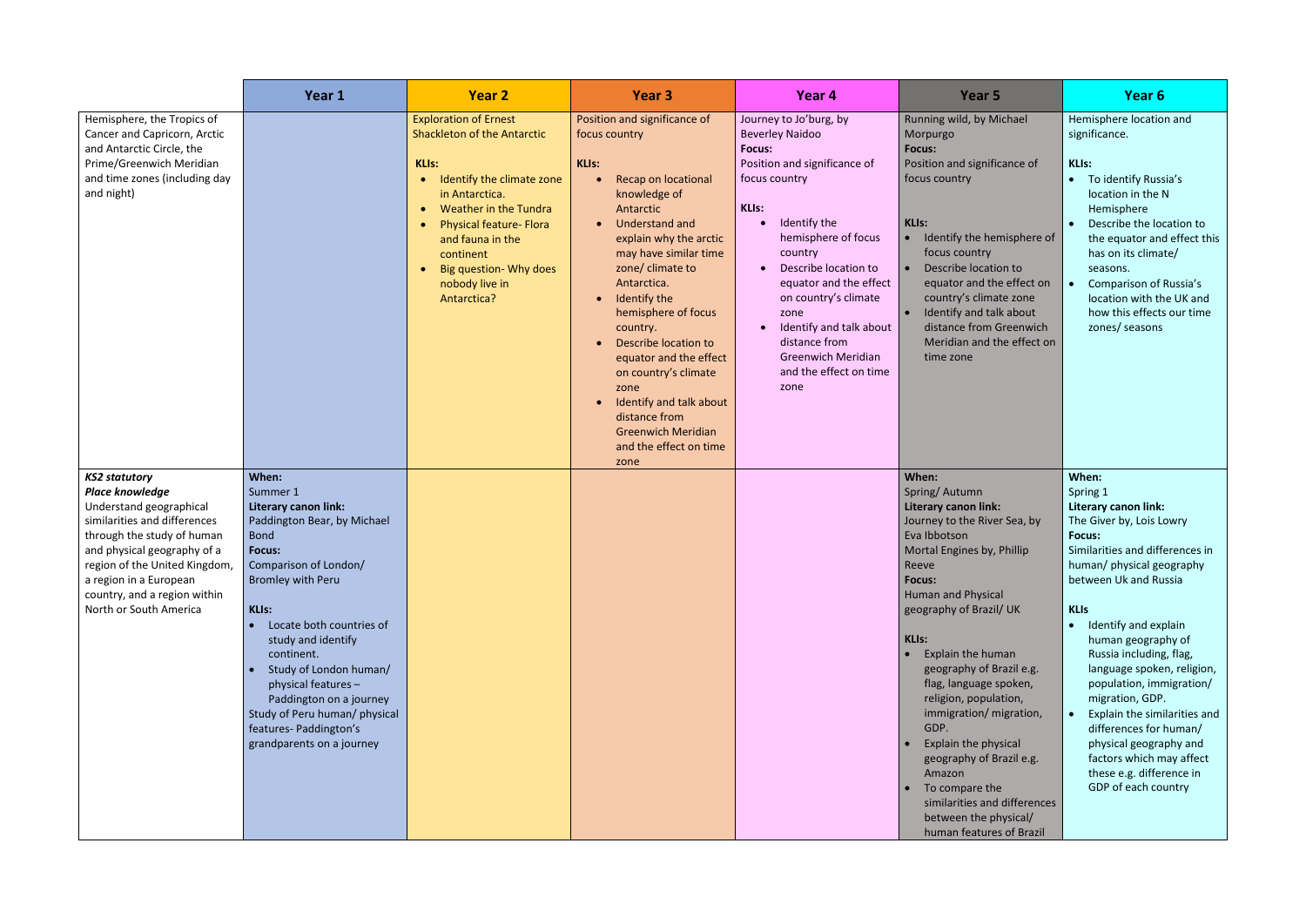| | Year 1 | Year 2 | Year 3 | Year 4 | Year 5 | Year 6 |
|---|---|---|---|---|---|---|
| Hemisphere, the Tropics of Cancer and Capricorn, Arctic and Antarctic Circle, the Prime/Greenwich Meridian and time zones (including day and night) | | Exploration of Ernest Shackleton of the Antarctic<br><br>**KLIs:**<br>• Identify the climate zone in Antarctica.<br>• Weather in the Tundra<br>• Physical feature- Flora and fauna in the continent<br>• Big question- Why does nobody live in Antarctica? | Position and significance of focus country<br><br>**KLIs:**<br>• Recap on locational knowledge of Antarctic<br>• Understand and explain why the arctic may have similar time zone/ climate to Antarctica.<br>• Identify the hemisphere of focus country.<br>• Describe location to equator and the effect on country's climate zone<br>• Identify and talk about distance from Greenwich Meridian and the effect on time zone | Journey to Jo'burg, by Beverley Naidoo<br>**Focus:**<br>Position and significance of focus country<br><br>**KLIs:**<br>• Identify the hemisphere of focus country<br>• Describe location to equator and the effect on country's climate zone<br>• Identify and talk about distance from Greenwich Meridian and the effect on time zone | Running wild, by Michael Morpurgo<br>**Focus:**<br>Position and significance of focus country<br><br>**KLIs:**<br>• Identify the hemisphere of focus country<br>• Describe location to equator and the effect on country's climate zone<br>• Identify and talk about distance from Greenwich Meridian and the effect on time zone | Hemisphere location and significance.<br><br>**KLIs:**<br>• To identify Russia's location in the N Hemisphere<br>• Describe the location to the equator and effect this has on its climate/ seasons.<br>• Comparison of Russia's location with the UK and how this effects our time zones/ seasons |
| ***KS2 statutory***<br>***Place knowledge***<br>Understand geographical similarities and differences through the study of human and physical geography of a region of the United Kingdom, a region in a European country, and a region within North or South America | **When:**<br>Summer 1<br>**Literary canon link:**<br>Paddington Bear, by Michael Bond<br>**Focus:**<br>Comparison of London/ Bromley with Peru<br><br>**KLIs:**<br>• Locate both countries of study and identify continent.<br>• Study of London human/ physical features – Paddington on a journey<br>Study of Peru human/ physical features- Paddington's grandparents on a journey | | | | **When:**<br>Spring/ Autumn<br>**Literary canon link:**<br>Journey to the River Sea, by Eva Ibbotson<br>Mortal Engines by, Phillip Reeve<br>**Focus:**<br>Human and Physical geography of Brazil/ UK<br><br>**KLIs:**<br>• Explain the human geography of Brazil e.g. flag, language spoken, religion, population, immigration/ migration, GDP.<br>• Explain the physical geography of Brazil e.g. Amazon<br>• To compare the similarities and differences between the physical/ human features of Brazil | **When:**<br>Spring 1<br>**Literary canon link:**<br>The Giver by, Lois Lowry<br>**Focus:**<br>Similarities and differences in human/ physical geography between Uk and Russia<br><br>**KLIs**<br>• Identify and explain human geography of Russia including, flag, language spoken, religion, population, immigration/ migration, GDP.<br>• Explain the similarities and differences for human/ physical geography and factors which may affect these e.g. difference in GDP of each country |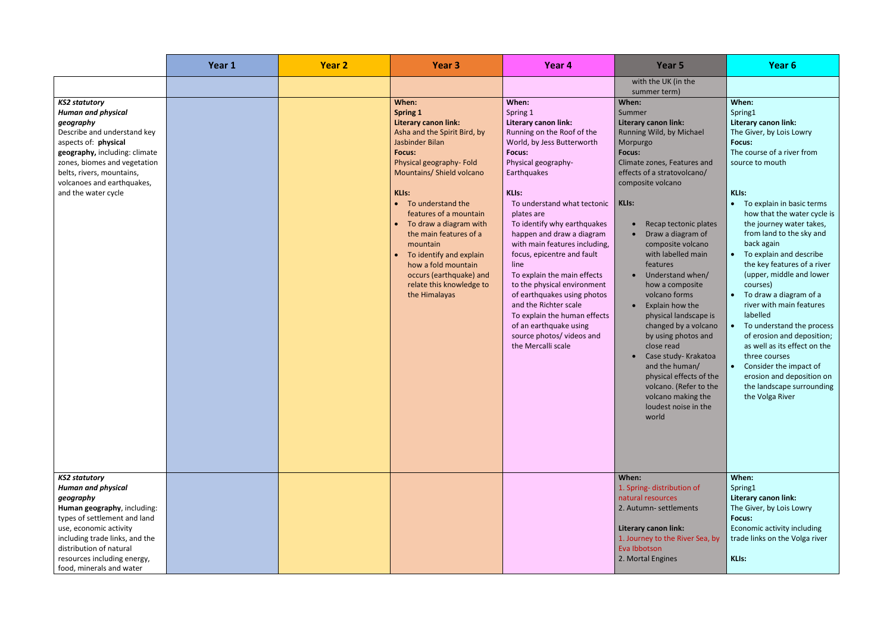| | Year 1 | Year 2 | Year 3 | Year 4 | Year 5 | Year 6 |
|---|---|---|---|---|---|---|
| | | | | | with the UK (in the summer term) | |
| ***KS2 statutory Human and physical geography*** Describe and understand key aspects of: **physical geography,** including: climate zones, biomes and vegetation belts, rivers, mountains, volcanoes and earthquakes, and the water cycle | | | **When:** **Spring 1** **Literary canon link:** Asha and the Spirit Bird, by Jasbinder Bilan **Focus:** Physical geography- Fold Mountains/ Shield volcano **KLIs:** • To understand the features of a mountain • To draw a diagram with the main features of a mountain • To identify and explain how a fold mountain occurs (earthquake) and relate this knowledge to the Himalayas | **When:** Spring 1 **Literary canon link:** Running on the Roof of the World, by Jess Butterworth **Focus:** Physical geography- Earthquakes **KLIs:** To understand what tectonic plates are To identify why earthquakes happen and draw a diagram with main features including, focus, epicentre and fault line To explain the main effects to the physical environment of earthquakes using photos and the Richter scale To explain the human effects of an earthquake using source photos/ videos and the Mercalli scale | **When:** Summer **Literary canon link:** Running Wild, by Michael Morpurgo **Focus:** Climate zones, Features and effects of a stratovolcano/ composite volcano **KLIs:** • Recap tectonic plates • Draw a diagram of composite volcano with labelled main features • Understand when/ how a composite volcano forms • Explain how the physical landscape is changed by a volcano by using photos and close read • Case study- Krakatoa and the human/ physical effects of the volcano. (Refer to the volcano making the loudest noise in the world | **When:** Spring1 **Literary canon link:** The Giver, by Lois Lowry **Focus:** The course of a river from source to mouth **KLIs:** • To explain in basic terms how that the water cycle is the journey water takes, from land to the sky and back again • To explain and describe the key features of a river (upper, middle and lower courses) • To draw a diagram of a river with main features labelled • To understand the process of erosion and deposition; as well as its effect on the three courses • Consider the impact of erosion and deposition on the landscape surrounding the Volga River |
| ***KS2 statutory Human and physical geography*** **Human geography**, including: types of settlement and land use, economic activity including trade links, and the distribution of natural resources including energy, food, minerals and water | | | | | **When:** 1. Spring- distribution of natural resources 2. Autumn- settlements **Literary canon link:** 1. Journey to the River Sea, by Eva Ibbotson 2. Mortal Engines | **When:** Spring1 **Literary canon link:** The Giver, by Lois Lowry **Focus:** Economic activity including trade links on the Volga river **KLIs:** |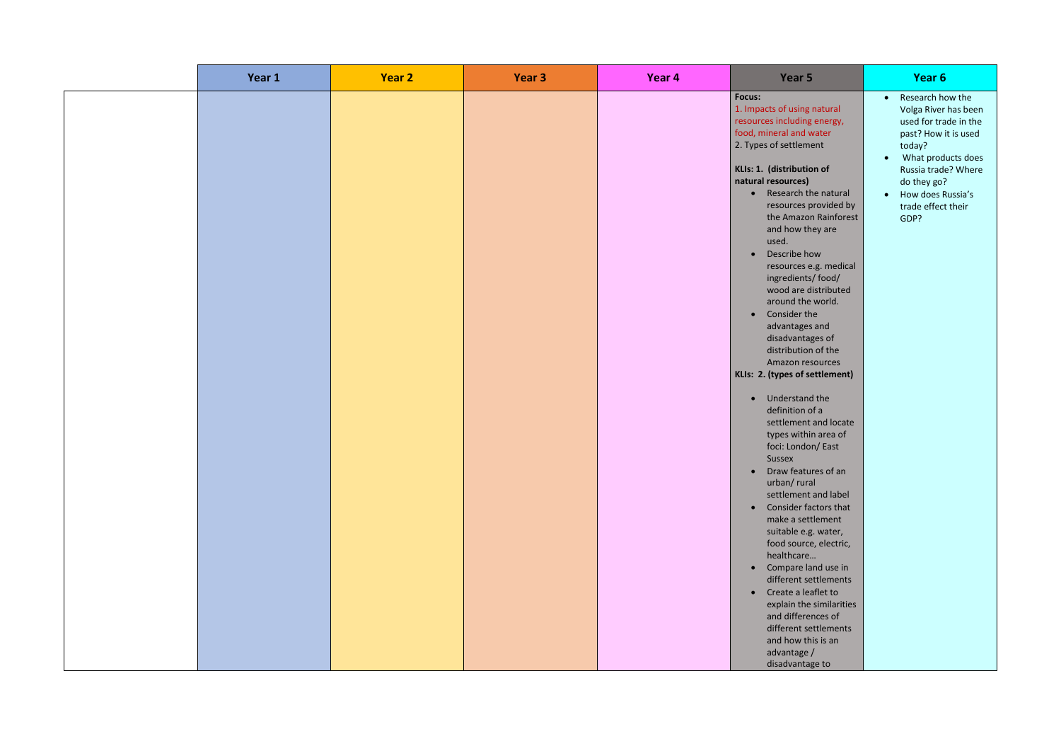| | Year 1 | Year 2 | Year 3 | Year 4 | Year 5 | Year 6 |
|---|---|---|---|---|---|---|
| | | | | | **Focus:**<br>1. Impacts of using natural resources including energy, food, mineral and water<br>2. Types of settlement<br><br>**KLIs: 1. (distribution of natural resources)**<br>• Research the natural resources provided by the Amazon Rainforest and how they are used.<br>• Describe how resources e.g. medical ingredients/ food/ wood are distributed around the world.<br>• Consider the advantages and disadvantages of distribution of the Amazon resources<br>**KLIs: 2. (types of settlement)**<br><br>• Understand the definition of a settlement and locate types within area of foci: London/ East Sussex<br>• Draw features of an urban/ rural settlement and label<br>• Consider factors that make a settlement suitable e.g. water, food source, electric, healthcare…<br>• Compare land use in different settlements<br>• Create a leaflet to explain the similarities and differences of different settlements and how this is an advantage / disadvantage to | • Research how the Volga River has been used for trade in the past? How it is used today?<br>• What products does Russia trade? Where do they go?<br>• How does Russia's trade effect their GDP? |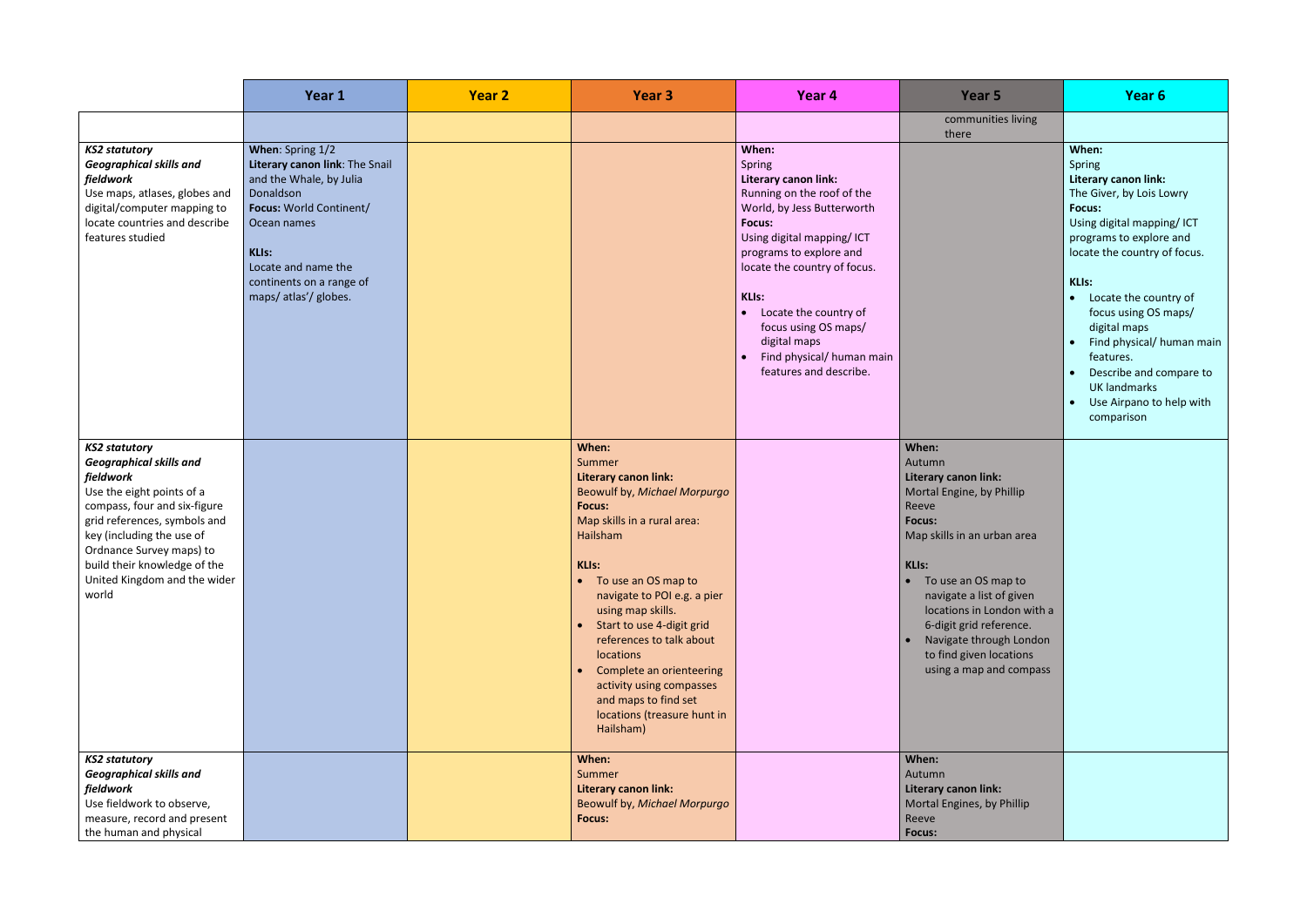| | Year 1 | Year 2 | Year 3 | Year 4 | Year 5 | Year 6 |
|---|---|---|---|---|---|---|
| | | | | | communities living there | |
| ***KS2 statutory Geographical skills and fieldwork*** Use maps, atlases, globes and digital/computer mapping to locate countries and describe features studied | **When**: Spring 1/2 **Literary canon link**: The Snail and the Whale, by Julia Donaldson **Focus:** World Continent/ Ocean names **KLIs:** Locate and name the continents on a range of maps/ atlas'/ globes. | | | **When:** Spring **Literary canon link:** Running on the roof of the World, by Jess Butterworth **Focus:** Using digital mapping/ ICT programs to explore and locate the country of focus. **KLIs:** • Locate the country of focus using OS maps/ digital maps • Find physical/ human main features and describe. | | **When:** Spring **Literary canon link:** The Giver, by Lois Lowry **Focus:** Using digital mapping/ ICT programs to explore and locate the country of focus. **KLIs:** • Locate the country of focus using OS maps/ digital maps • Find physical/ human main features. • Describe and compare to UK landmarks • Use Airpano to help with comparison |
| ***KS2 statutory Geographical skills and fieldwork*** Use the eight points of a compass, four and six-figure grid references, symbols and key (including the use of Ordnance Survey maps) to build their knowledge of the United Kingdom and the wider world | | | **When:** Summer **Literary canon link:** Beowulf by, *Michael Morpurgo* **Focus:** Map skills in a rural area: Hailsham **KLIs:** • To use an OS map to navigate to POI e.g. a pier using map skills. • Start to use 4-digit grid references to talk about locations • Complete an orienteering activity using compasses and maps to find set locations (treasure hunt in Hailsham) | | **When:** Autumn **Literary canon link:** Mortal Engine, by Phillip Reeve **Focus:** Map skills in an urban area **KLIs:** • To use an OS map to navigate a list of given locations in London with a 6-digit grid reference. • Navigate through London to find given locations using a map and compass | |
| ***KS2 statutory Geographical skills and fieldwork*** Use fieldwork to observe, measure, record and present the human and physical | | | **When:** Summer **Literary canon link:** Beowulf by, *Michael Morpurgo* **Focus:** | | **When:** Autumn **Literary canon link:** Mortal Engines, by Phillip Reeve **Focus:** | |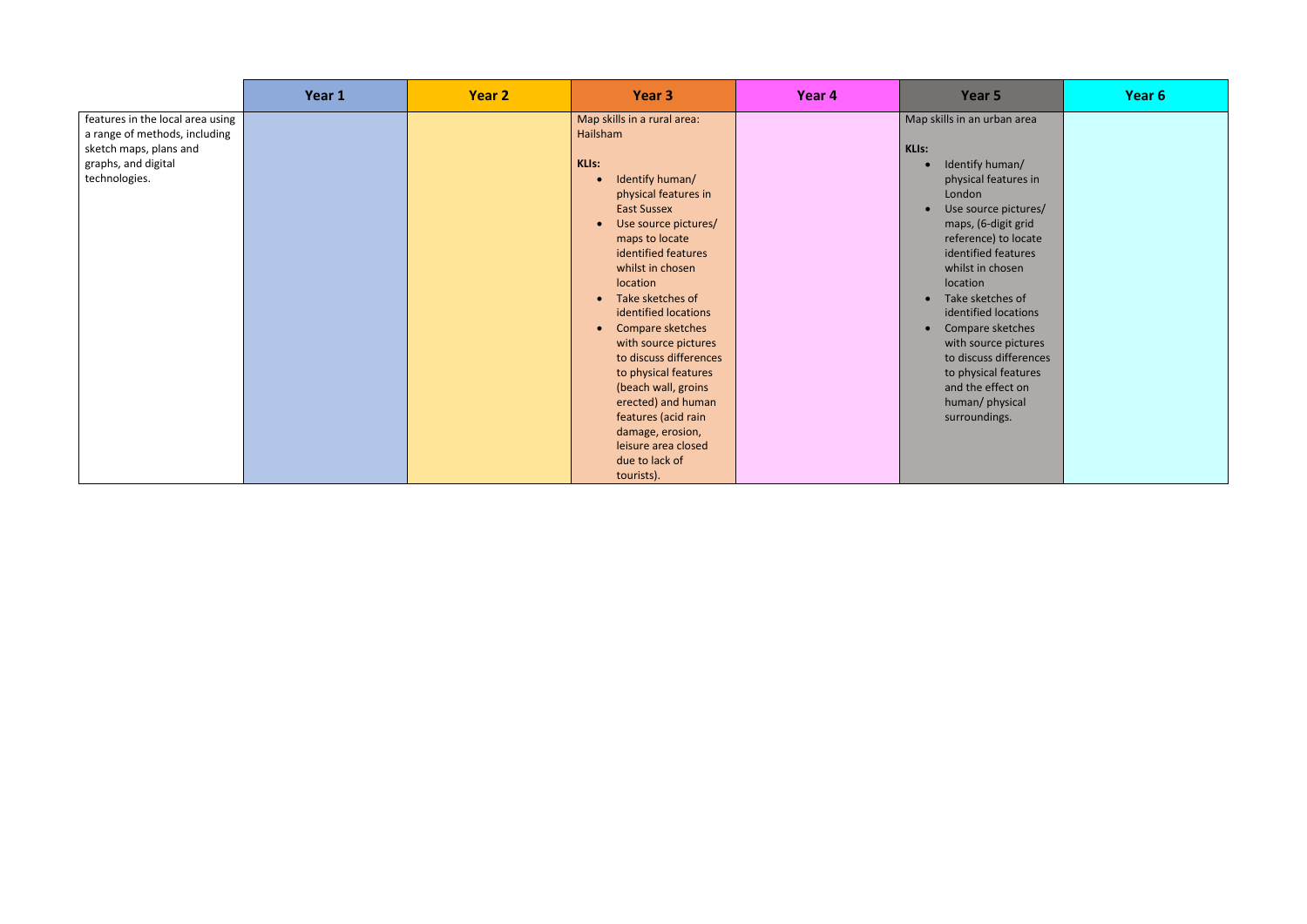| | Year 1 | Year 2 | Year 3 | Year 4 | Year 5 | Year 6 |
|---|---|---|---|---|---|---|
| features in the local area using a range of methods, including sketch maps, plans and graphs, and digital technologies. | | | Map skills in a rural area: Hailsham<br><br>**KLIs:**<br>• Identify human/ physical features in East Sussex<br>• Use source pictures/ maps to locate identified features whilst in chosen location<br>• Take sketches of identified locations<br>• Compare sketches with source pictures to discuss differences to physical features (beach wall, groins erected) and human features (acid rain damage, erosion, leisure area closed due to lack of tourists). | | Map skills in an urban area<br><br>**KLIs:**<br>• Identify human/ physical features in London<br>• Use source pictures/ maps, (6-digit grid reference) to locate identified features whilst in chosen location<br>• Take sketches of identified locations<br>• Compare sketches with source pictures to discuss differences to physical features and the effect on human/ physical surroundings. | |